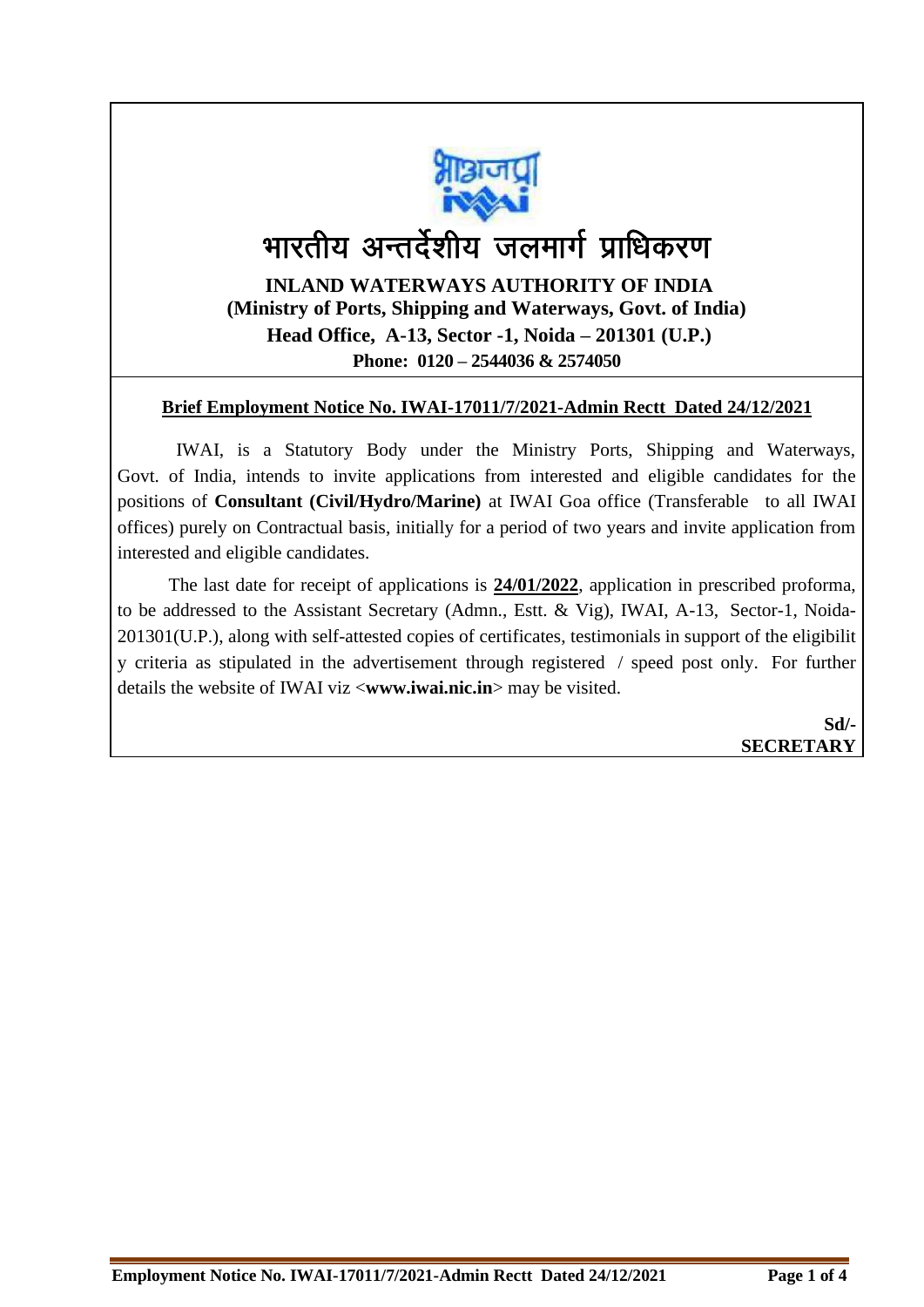# भारतीय अन्तर्देशीय जलमार्ग प्राधिकरण

**INLAND WATERWAYS AUTHORITY OF INDIA**
**(Ministry of Ports, Shipping and Waterways, Govt. of India)**
**Head Office, A-13, Sector -1, Noida – 201301 (U.P.)**
**Phone: 0120 – 2544036 & 2574050**

**Brief Employment Notice No. IWAI-17011/7/2021-Admin Rectt Dated 24/12/2021**

IWAI, is a Statutory Body under the Ministry Ports, Shipping and Waterways, Govt. of India, intends to invite applications from interested and eligible candidates for the positions of **Consultant (Civil/Hydro/Marine)** at IWAI Goa office (Transferable to all IWAI offices) purely on Contractual basis, initially for a period of two years and invite application from interested and eligible candidates.

The last date for receipt of applications is **24/01/2022**, application in prescribed proforma, to be addressed to the Assistant Secretary (Admn., Estt. & Vig), IWAI, A-13, Sector-1, Noida-201301(U.P.), along with self-attested copies of certificates, testimonials in support of the eligibility criteria as stipulated in the advertisement through registered / speed post only. For further details the website of IWAI viz <**www.iwai.nic.in**> may be visited.

**Sd/-**
**SECRETARY**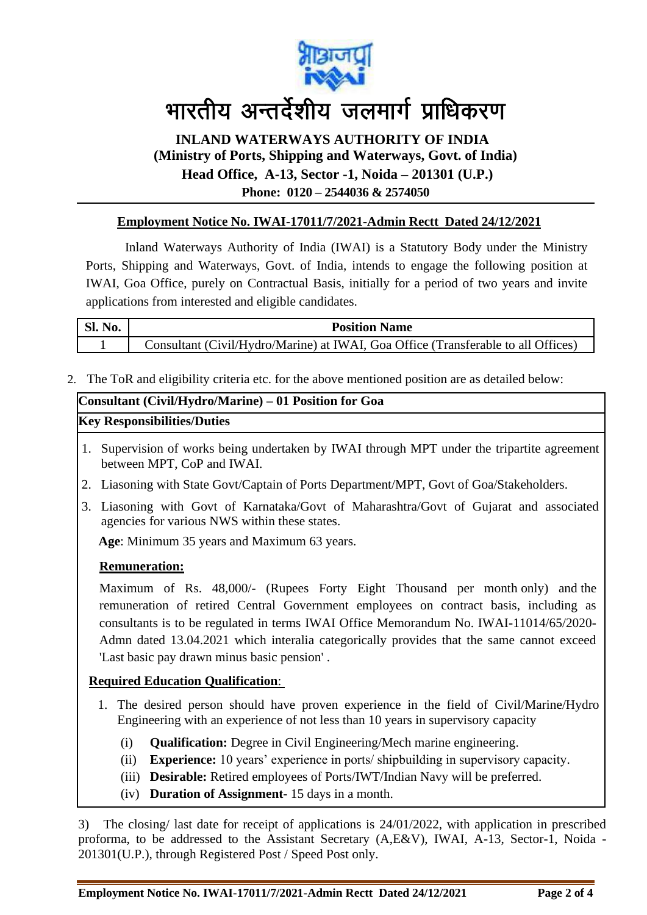# भारतीय अन्तर्देशीय जलमार्ग प्राधिकरण

## INLAND WATERWAYS AUTHORITY OF INDIA

**(Ministry of Ports, Shipping and Waterways, Govt. of India)**

**Head Office, A-13, Sector -1, Noida – 201301 (U.P.)**

**Phone: 0120 – 2544036 & 2574050**

**Employment Notice No. IWAI-17011/7/2021-Admin Rectt Dated 24/12/2021**

Inland Waterways Authority of India (IWAI) is a Statutory Body under the Ministry Ports, Shipping and Waterways, Govt. of India, intends to engage the following position at IWAI, Goa Office, purely on Contractual Basis, initially for a period of two years and invite applications from interested and eligible candidates.

| Sl. No. | Position Name |
|---|---|
| 1 | Consultant (Civil/Hydro/Marine) at IWAI, Goa Office (Transferable to all Offices) |

2. The ToR and eligibility criteria etc. for the above mentioned position are as detailed below:

**Consultant (Civil/Hydro/Marine) – 01 Position for Goa**

**Key Responsibilities/Duties**

1. Supervision of works being undertaken by IWAI through MPT under the tripartite agreement between MPT, CoP and IWAI.
2. Liasoning with State Govt/Captain of Ports Department/MPT, Govt of Goa/Stakeholders.
3. Liasoning with Govt of Karnataka/Govt of Maharashtra/Govt of Gujarat and associated agencies for various NWS within these states.

**Age**: Minimum 35 years and Maximum 63 years.

**Remuneration:**

Maximum of Rs. 48,000/- (Rupees Forty Eight Thousand per month only) and the remuneration of retired Central Government employees on contract basis, including as consultants is to be regulated in terms IWAI Office Memorandum No. IWAI-11014/65/2020-Admn dated 13.04.2021 which interalia categorically provides that the same cannot exceed 'Last basic pay drawn minus basic pension' .

**Required Education Qualification**:

1. The desired person should have proven experience in the field of Civil/Marine/Hydro Engineering with an experience of not less than 10 years in supervisory capacity
   - (i) **Qualification:** Degree in Civil Engineering/Mech marine engineering.
   - (ii) **Experience:** 10 years' experience in ports/ shipbuilding in supervisory capacity.
   - (iii) **Desirable:** Retired employees of Ports/IWT/Indian Navy will be preferred.
   - (iv) **Duration of Assignment**- 15 days in a month.

3) The closing/ last date for receipt of applications is 24/01/2022, with application in prescribed proforma, to be addressed to the Assistant Secretary (A,E&V), IWAI, A-13, Sector-1, Noida - 201301(U.P.), through Registered Post / Speed Post only.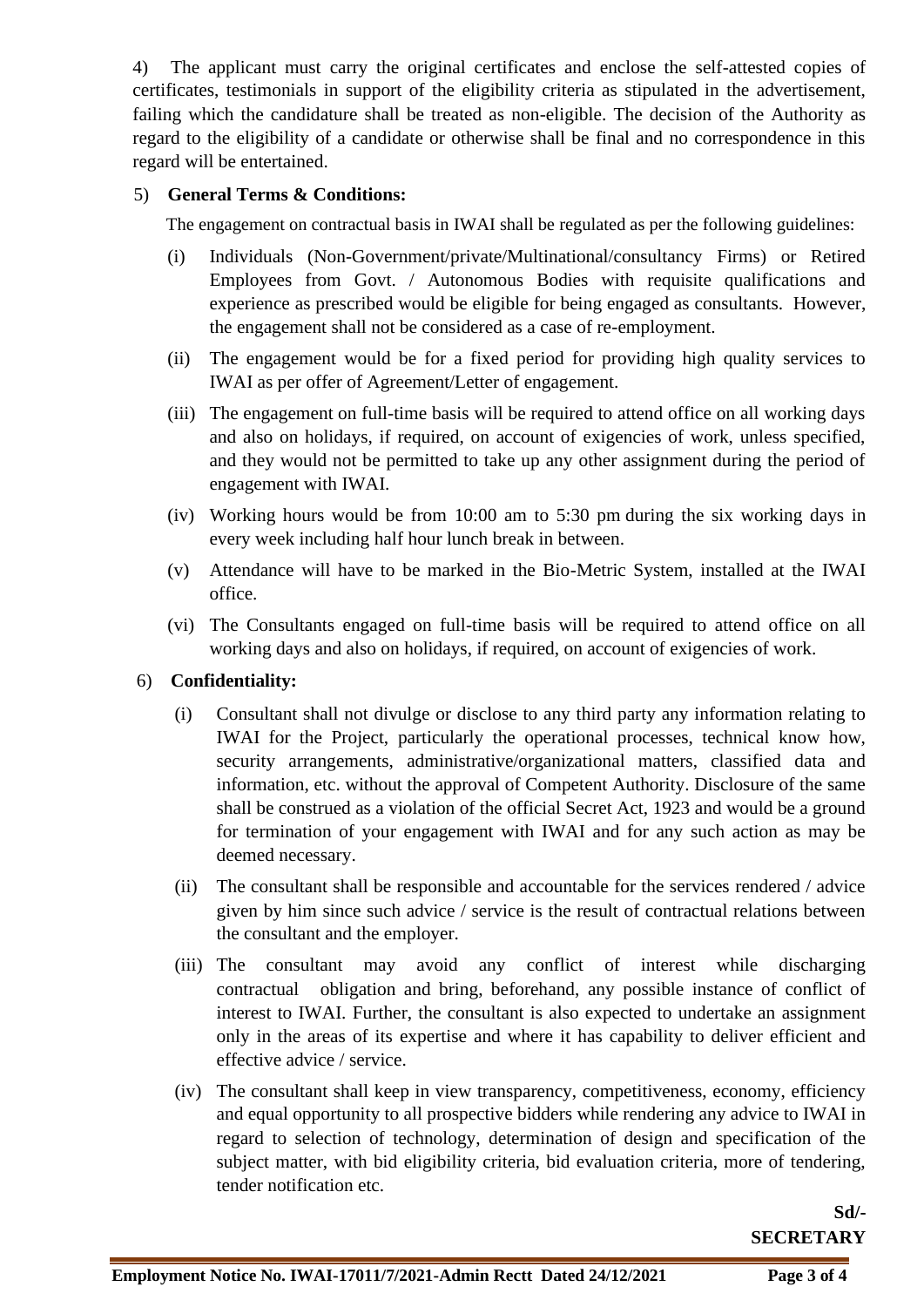4) The applicant must carry the original certificates and enclose the self-attested copies of certificates, testimonials in support of the eligibility criteria as stipulated in the advertisement, failing which the candidature shall be treated as non-eligible. The decision of the Authority as regard to the eligibility of a candidate or otherwise shall be final and no correspondence in this regard will be entertained.

5) **General Terms & Conditions:**

The engagement on contractual basis in IWAI shall be regulated as per the following guidelines:

(i) Individuals (Non-Government/private/Multinational/consultancy Firms) or Retired Employees from Govt. / Autonomous Bodies with requisite qualifications and experience as prescribed would be eligible for being engaged as consultants. However, the engagement shall not be considered as a case of re-employment.

(ii) The engagement would be for a fixed period for providing high quality services to IWAI as per offer of Agreement/Letter of engagement.

(iii) The engagement on full-time basis will be required to attend office on all working days and also on holidays, if required, on account of exigencies of work, unless specified, and they would not be permitted to take up any other assignment during the period of engagement with IWAI.

(iv) Working hours would be from 10:00 am to 5:30 pm during the six working days in every week including half hour lunch break in between.

(v) Attendance will have to be marked in the Bio-Metric System, installed at the IWAI office.

(vi) The Consultants engaged on full-time basis will be required to attend office on all working days and also on holidays, if required, on account of exigencies of work.

6) **Confidentiality:**

(i) Consultant shall not divulge or disclose to any third party any information relating to IWAI for the Project, particularly the operational processes, technical know how, security arrangements, administrative/organizational matters, classified data and information, etc. without the approval of Competent Authority. Disclosure of the same shall be construed as a violation of the official Secret Act, 1923 and would be a ground for termination of your engagement with IWAI and for any such action as may be deemed necessary.

(ii) The consultant shall be responsible and accountable for the services rendered / advice given by him since such advice / service is the result of contractual relations between the consultant and the employer.

(iii) The consultant may avoid any conflict of interest while discharging contractual obligation and bring, beforehand, any possible instance of conflict of interest to IWAI. Further, the consultant is also expected to undertake an assignment only in the areas of its expertise and where it has capability to deliver efficient and effective advice / service.

(iv) The consultant shall keep in view transparency, competitiveness, economy, efficiency and equal opportunity to all prospective bidders while rendering any advice to IWAI in regard to selection of technology, determination of design and specification of the subject matter, with bid eligibility criteria, bid evaluation criteria, more of tendering, tender notification etc.

**Sd/-**
**SECRETARY**

**Employment Notice No. IWAI-17011/7/2021-Admin Rectt Dated 24/12/2021**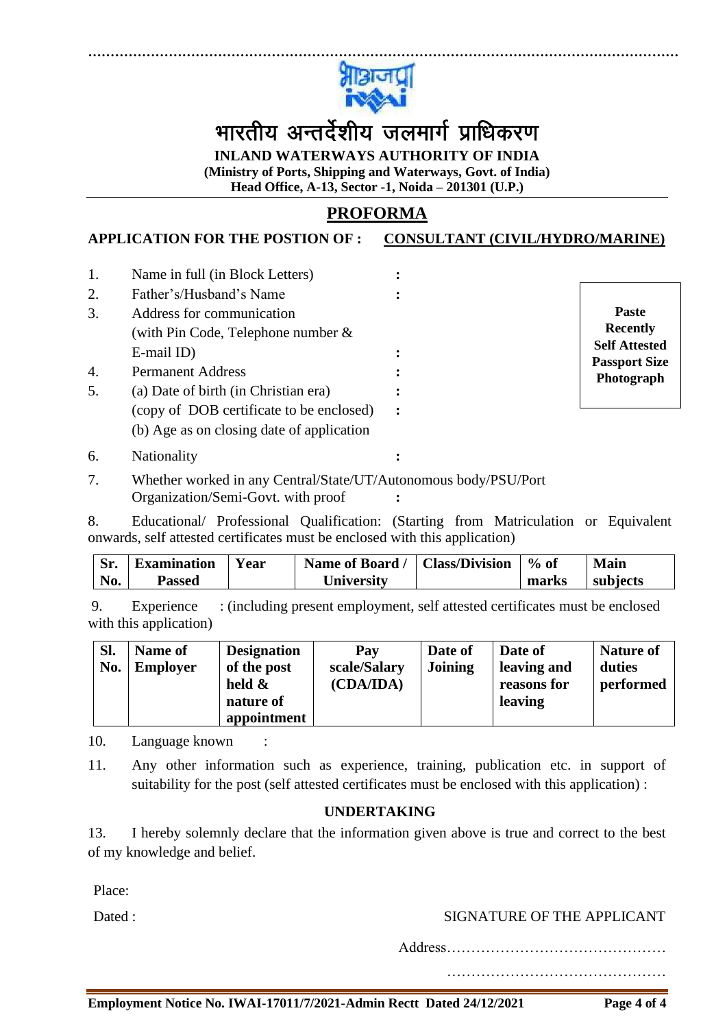भारतीय अन्तर्देशीय जलमार्ग प्राधिकरण

**INLAND WATERWAYS AUTHORITY OF INDIA**

**(Ministry of Ports, Shipping and Waterways, Govt. of India)**

**Head Office, A-13, Sector -1, Noida – 201301 (U.P.)**

## PROFORMA

**APPLICATION FOR THE POSTION OF : CONSULTANT (CIVIL/HYDRO/MARINE)**

1. Name in full (in Block Letters) :
2. Father's/Husband's Name :
3. Address for communication (with Pin Code, Telephone number & E-mail ID) :
4. Permanent Address :
5. (a) Date of birth (in Christian era) :
   (copy of DOB certificate to be enclosed) :
   (b) Age as on closing date of application
6. Nationality :
7. Whether worked in any Central/State/UT/Autonomous body/PSU/Port Organization/Semi-Govt. with proof :

**Paste Recently Self Attested Passport Size Photograph**

8. Educational/ Professional Qualification: (Starting from Matriculation or Equivalent onwards, self attested certificates must be enclosed with this application)

| Sr. No. | Examination Passed | Year | Name of Board / University | Class/Division | % of marks | Main subjects |
|---|---|---|---|---|---|---|

9. Experience : (including present employment, self attested certificates must be enclosed with this application)

| Sl. No. | Name of Employer | Designation of the post held & nature of appointment | Pay scale/Salary (CDA/IDA) | Date of Joining | Date of leaving and reasons for leaving | Nature of duties performed |
|---|---|---|---|---|---|---|

10. Language known :
11. Any other information such as experience, training, publication etc. in support of suitability for the post (self attested certificates must be enclosed with this application) :

### UNDERTAKING

13. I hereby solemnly declare that the information given above is true and correct to the best of my knowledge and belief.

Place:

Dated : SIGNATURE OF THE APPLICANT

Address………………………………………

………………………………………

**Employment Notice No. IWAI-17011/7/2021-Admin Rectt Dated 24/12/2021**